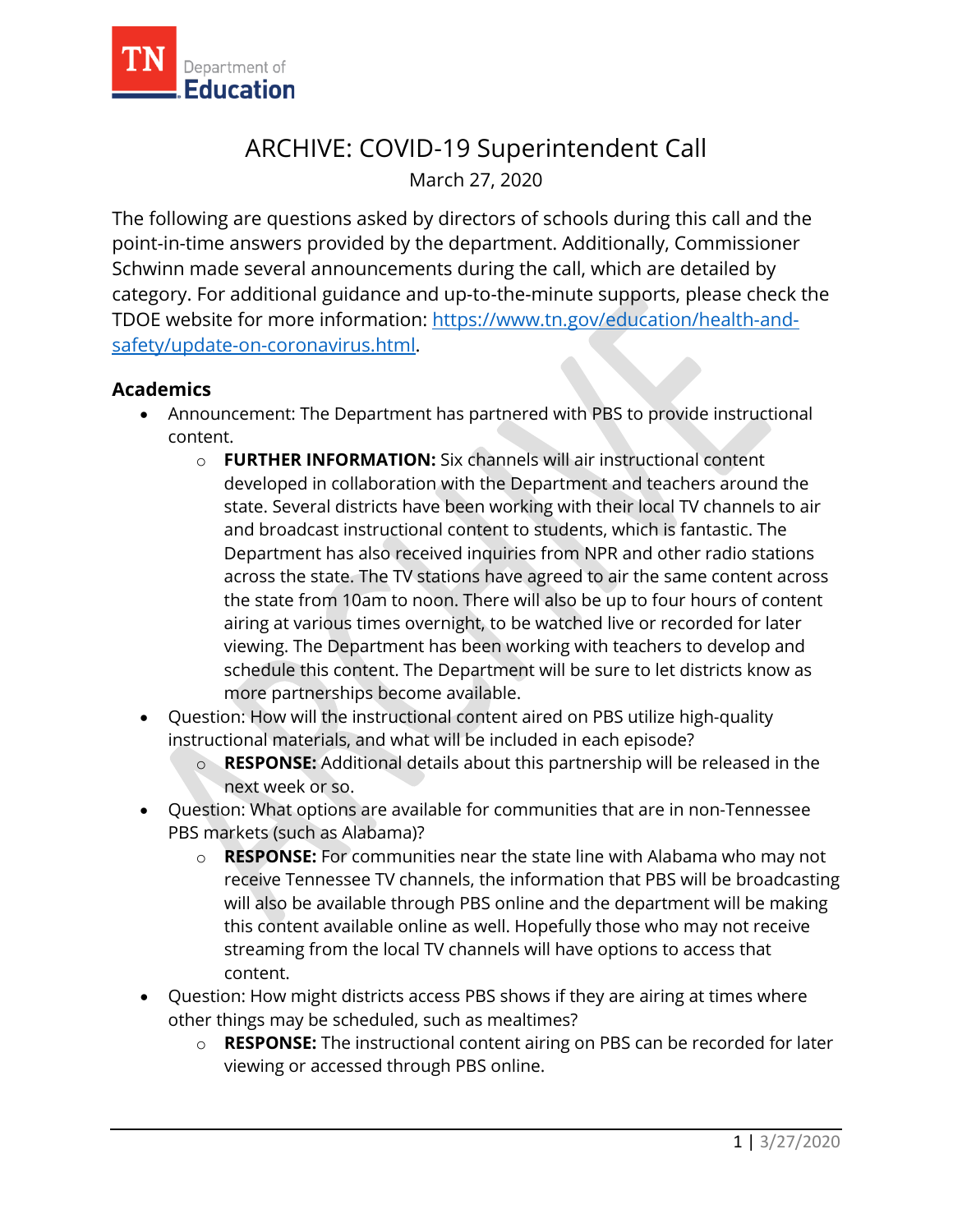# ARCHIVE: COVID-19 Superintendent Call

March 27, 2020

The following are questions asked by directors of schools during this call and the point-in-time answers provided by the department. Additionally, Commissioner Schwinn made several announcements during the call, which are detailed by category. For additional guidance and up-to-the-minute supports, please check the TDOE website for more information: [https://www.tn.gov/education/health-and-safety/update-on-coronavirus.html](https://www.tn.gov/education/health-and-safety/update-on-coronavirus.html).

## Academics

- Announcement: The Department has partnered with PBS to provide instructional content.
    - **FURTHER INFORMATION:** Six channels will air instructional content developed in collaboration with the Department and teachers around the state. Several districts have been working with their local TV channels to air and broadcast instructional content to students, which is fantastic. The Department has also received inquiries from NPR and other radio stations across the state. The TV stations have agreed to air the same content across the state from 10am to noon. There will also be up to four hours of content airing at various times overnight, to be watched live or recorded for later viewing. The Department has been working with teachers to develop and schedule this content. The Department will be sure to let districts know as more partnerships become available.
- Question: How will the instructional content aired on PBS utilize high-quality instructional materials, and what will be included in each episode?
    - **RESPONSE:** Additional details about this partnership will be released in the next week or so.
- Question: What options are available for communities that are in non-Tennessee PBS markets (such as Alabama)?
    - **RESPONSE:** For communities near the state line with Alabama who may not receive Tennessee TV channels, the information that PBS will be broadcasting will also be available through PBS online and the department will be making this content available online as well. Hopefully those who may not receive streaming from the local TV channels will have options to access that content.
- Question: How might districts access PBS shows if they are airing at times where other things may be scheduled, such as mealtimes?
    - **RESPONSE:** The instructional content airing on PBS can be recorded for later viewing or accessed through PBS online.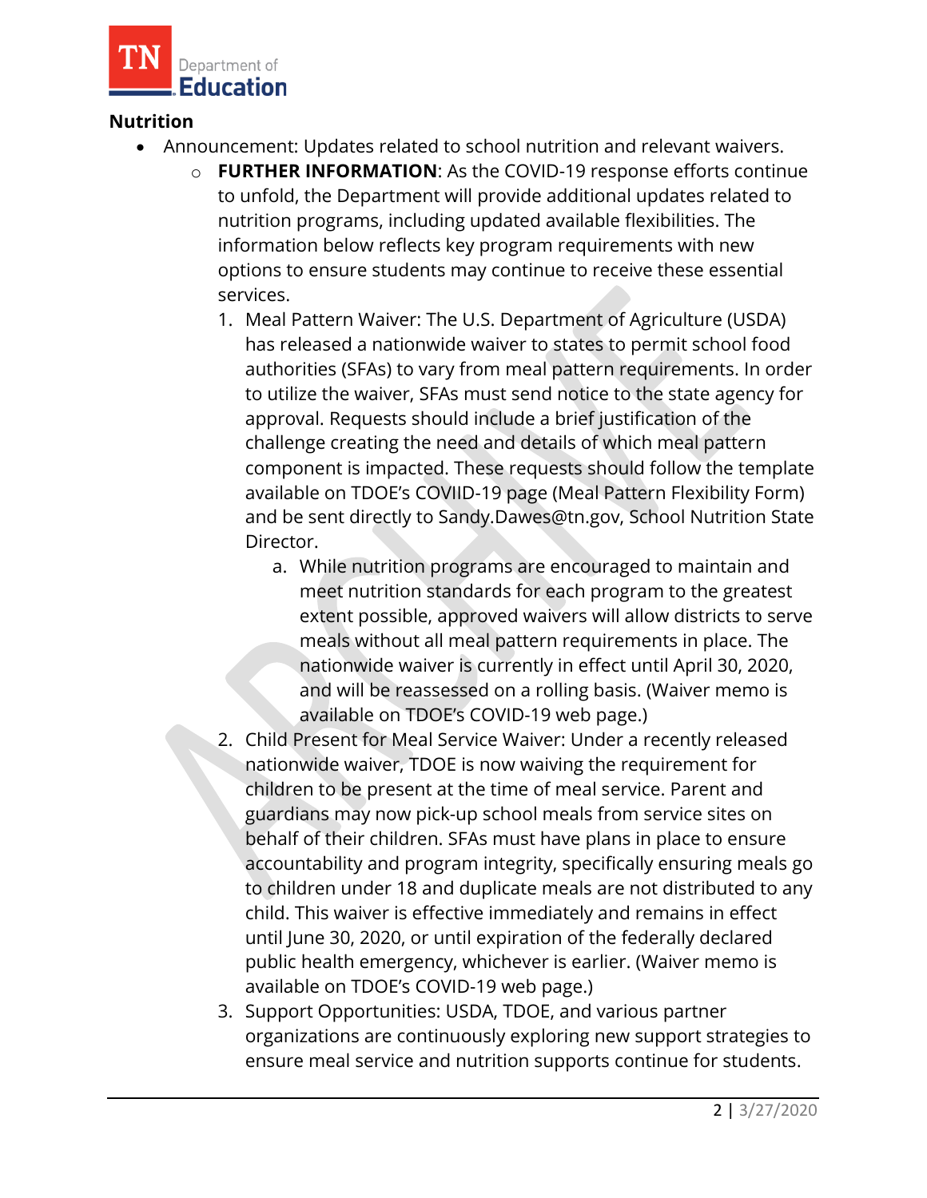## Nutrition

- Announcement: Updates related to school nutrition and relevant waivers.
  - **FURTHER INFORMATION**: As the COVID-19 response efforts continue to unfold, the Department will provide additional updates related to nutrition programs, including updated available flexibilities. The information below reflects key program requirements with new options to ensure students may continue to receive these essential services.
    1. Meal Pattern Waiver: The U.S. Department of Agriculture (USDA) has released a nationwide waiver to states to permit school food authorities (SFAs) to vary from meal pattern requirements. In order to utilize the waiver, SFAs must send notice to the state agency for approval. Requests should include a brief justification of the challenge creating the need and details of which meal pattern component is impacted. These requests should follow the template available on TDOE's COVIID-19 page (Meal Pattern Flexibility Form) and be sent directly to Sandy.Dawes@tn.gov, School Nutrition State Director.
       a. While nutrition programs are encouraged to maintain and meet nutrition standards for each program to the greatest extent possible, approved waivers will allow districts to serve meals without all meal pattern requirements in place. The nationwide waiver is currently in effect until April 30, 2020, and will be reassessed on a rolling basis. (Waiver memo is available on TDOE's COVID-19 web page.)
    2. Child Present for Meal Service Waiver: Under a recently released nationwide waiver, TDOE is now waiving the requirement for children to be present at the time of meal service. Parent and guardians may now pick-up school meals from service sites on behalf of their children. SFAs must have plans in place to ensure accountability and program integrity, specifically ensuring meals go to children under 18 and duplicate meals are not distributed to any child. This waiver is effective immediately and remains in effect until June 30, 2020, or until expiration of the federally declared public health emergency, whichever is earlier. (Waiver memo is available on TDOE's COVID-19 web page.)
    3. Support Opportunities: USDA, TDOE, and various partner organizations are continuously exploring new support strategies to ensure meal service and nutrition supports continue for students.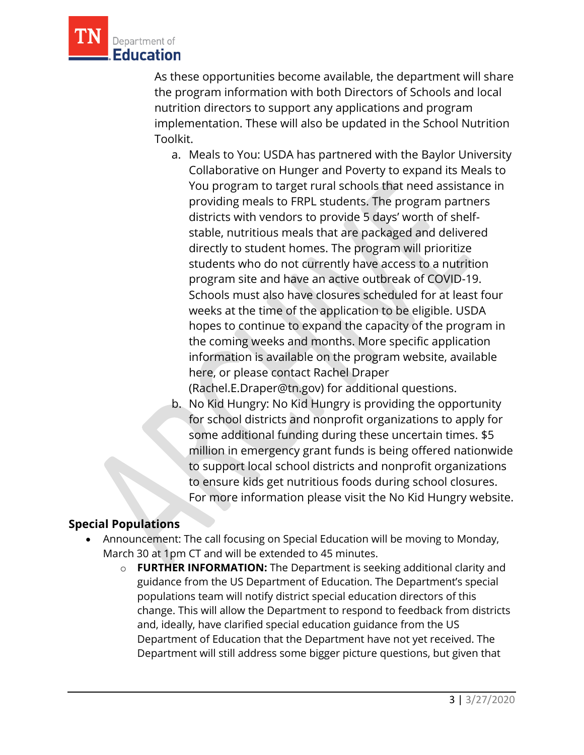As these opportunities become available, the department will share the program information with both Directors of Schools and local nutrition directors to support any applications and program implementation. These will also be updated in the School Nutrition Toolkit.

a. Meals to You: USDA has partnered with the Baylor University Collaborative on Hunger and Poverty to expand its Meals to You program to target rural schools that need assistance in providing meals to FRPL students. The program partners districts with vendors to provide 5 days' worth of shelf-stable, nutritious meals that are packaged and delivered directly to student homes. The program will prioritize students who do not currently have access to a nutrition program site and have an active outbreak of COVID-19. Schools must also have closures scheduled for at least four weeks at the time of the application to be eligible. USDA hopes to continue to expand the capacity of the program in the coming weeks and months. More specific application information is available on the program website, available here, or please contact Rachel Draper (Rachel.E.Draper@tn.gov) for additional questions.
b. No Kid Hungry: No Kid Hungry is providing the opportunity for school districts and nonprofit organizations to apply for some additional funding during these uncertain times. $5 million in emergency grant funds is being offered nationwide to support local school districts and nonprofit organizations to ensure kids get nutritious foods during school closures. For more information please visit the No Kid Hungry website.

### Special Populations

- Announcement: The call focusing on Special Education will be moving to Monday, March 30 at 1pm CT and will be extended to 45 minutes.
  - **FURTHER INFORMATION:** The Department is seeking additional clarity and guidance from the US Department of Education. The Department's special populations team will notify district special education directors of this change. This will allow the Department to respond to feedback from districts and, ideally, have clarified special education guidance from the US Department of Education that the Department have not yet received. The Department will still address some bigger picture questions, but given that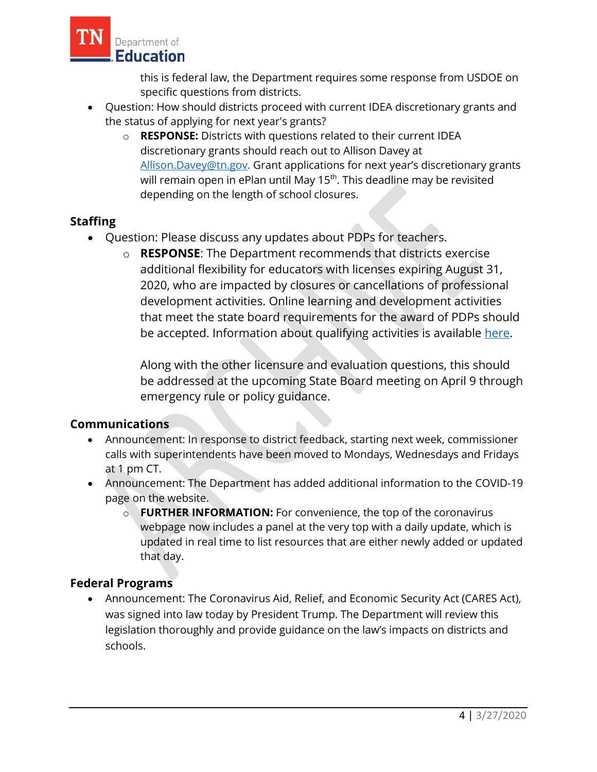this is federal law, the Department requires some response from USDOE on specific questions from districts.

- Question: How should districts proceed with current IDEA discretionary grants and the status of applying for next year's grants?
    - **RESPONSE:** Districts with questions related to their current IDEA discretionary grants should reach out to Allison Davey at [Allison.Davey@tn.gov](mailto:Allison.Davey@tn.gov). Grant applications for next year's discretionary grants will remain open in ePlan until May 15th. This deadline may be revisited depending on the length of school closures.

## Staffing

- Question: Please discuss any updates about PDPs for teachers.
    - **RESPONSE**: The Department recommends that districts exercise additional flexibility for educators with licenses expiring August 31, 2020, who are impacted by closures or cancellations of professional development activities. Online learning and development activities that meet the state board requirements for the award of PDPs should be accepted. Information about qualifying activities is available here.

      Along with the other licensure and evaluation questions, this should be addressed at the upcoming State Board meeting on April 9 through emergency rule or policy guidance.

## Communications

- Announcement: In response to district feedback, starting next week, commissioner calls with superintendents have been moved to Mondays, Wednesdays and Fridays at 1 pm CT.
- Announcement: The Department has added additional information to the COVID-19 page on the website.
    - **FURTHER INFORMATION:** For convenience, the top of the coronavirus webpage now includes a panel at the very top with a daily update, which is updated in real time to list resources that are either newly added or updated that day.

## Federal Programs

- Announcement: The Coronavirus Aid, Relief, and Economic Security Act (CARES Act), was signed into law today by President Trump. The Department will review this legislation thoroughly and provide guidance on the law's impacts on districts and schools.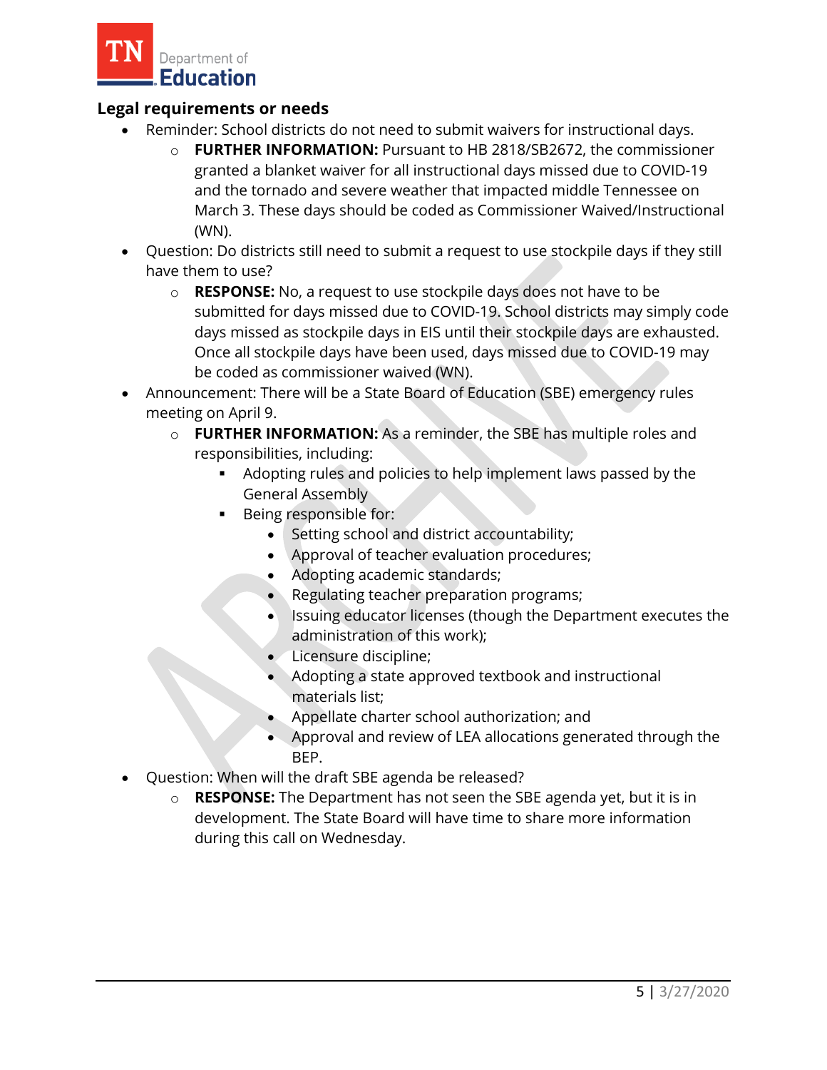## Legal requirements or needs

- Reminder: School districts do not need to submit waivers for instructional days.
  - **FURTHER INFORMATION:** Pursuant to HB 2818/SB2672, the commissioner granted a blanket waiver for all instructional days missed due to COVID-19 and the tornado and severe weather that impacted middle Tennessee on March 3. These days should be coded as Commissioner Waived/Instructional (WN).
- Question: Do districts still need to submit a request to use stockpile days if they still have them to use?
  - **RESPONSE:** No, a request to use stockpile days does not have to be submitted for days missed due to COVID-19. School districts may simply code days missed as stockpile days in EIS until their stockpile days are exhausted. Once all stockpile days have been used, days missed due to COVID-19 may be coded as commissioner waived (WN).
- Announcement: There will be a State Board of Education (SBE) emergency rules meeting on April 9.
  - **FURTHER INFORMATION:** As a reminder, the SBE has multiple roles and responsibilities, including:
    - Adopting rules and policies to help implement laws passed by the General Assembly
    - Being responsible for:
      - Setting school and district accountability;
      - Approval of teacher evaluation procedures;
      - Adopting academic standards;
      - Regulating teacher preparation programs;
      - Issuing educator licenses (though the Department executes the administration of this work);
      - Licensure discipline;
      - Adopting a state approved textbook and instructional materials list;
      - Appellate charter school authorization; and
      - Approval and review of LEA allocations generated through the BEP.
- Question: When will the draft SBE agenda be released?
  - **RESPONSE:** The Department has not seen the SBE agenda yet, but it is in development. The State Board will have time to share more information during this call on Wednesday.